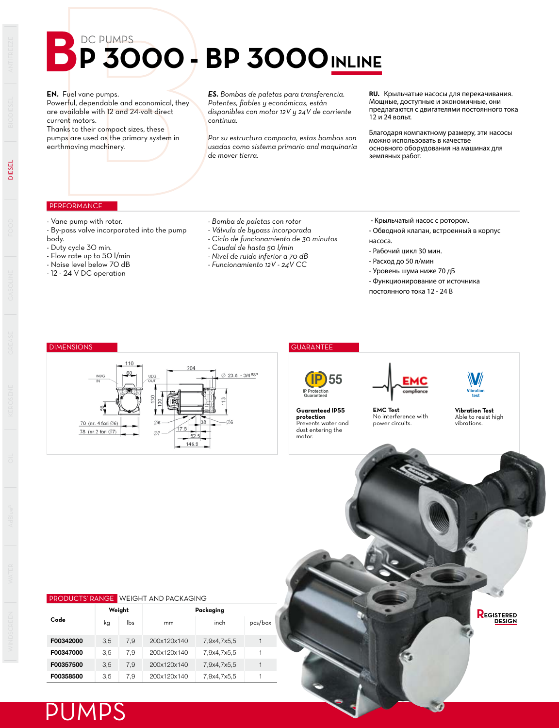DC PUMPS

# BP 3000 - BP 3000 INLINE

**EN.** Fuel vane pumps.
Powerful, dependable and economical, they are available with 12 and 24-volt direct current motors.
Thanks to their compact sizes, these pumps are used as the primary system in earthmoving machinery.

***ES.*** *Bombas de paletas para transferencia. Potentes, fiables y económicas, están disponibles con motor 12V y 24V de corriente continua.*

*Por su estructura compacta, estas bombas son usadas como sistema primario and maquinaria de mover tierra.*

**RU.** Крыльчатые насосы для перекачивания. Мощные, доступные и экономичные, они предлагаются с двигателями постоянного тока 12 и 24 вольт.

Благодаря компактному размеру, эти насосы можно использовать в качестве основного оборудования на машинах для земляных работ.

## PERFORMANCE

- Vane pump with rotor.
- By-pass valve incorporated into the pump body.
- Duty cycle 30 min.
- Flow rate up to 50 l/min
- Noise level below 70 dB
- 12 - 24 V DC operation

- *Bomba de paletas con rotor*
- *Válvula de bypass incorporada*
- *Ciclo de funcionamiento de 30 minutos*
- *Caudal de hasta 50 l/min*
- *Nivel de ruido inferior a 70 dB*
- *Funcionamiento 12V - 24V CC*

- Крыльчатый насос с ротором.
- Обводной клапан, встроенный в корпус насоса.
- Рабочий цикл 30 мин.
- Расход до 50 л/мин
- Уровень шума ниже 70 дБ
- Функционирование от источника постоянного тока 12 - 24 В

## DIMENSIONS

110, 60, INDG IN, UDG OUT, 204, Ø 23.8 - 3/4 BSP, 56, 130, 100, 113, Ø6, Ø7, 17.5, 38, Ø6, 52.5, 146.9, 70 (nr. 4 fori Ø6), 78 (nr.2 fori Ø7)

## GUARANTEE

**Guaranteed IP55 protection**
Prevents water and dust entering the motor.

**EMC Test**
No interference with power circuits.

**Vibration Test**
Able to resist high vibrations.

REGISTERED DESIGN

## PRODUCTS' RANGE WEIGHT AND PACKAGING

| Code | Weight | | Packaging | | |
|---|---|---|---|---|---|
| | kg | lbs | mm | inch | pcs/box |
| F00342000 | 3,5 | 7,9 | 200x120x140 | 7,9x4,7x5,5 | 1 |
| F00347000 | 3,5 | 7,9 | 200x120x140 | 7,9x4,7x5,5 | 1 |
| F00357500 | 3,5 | 7,9 | 200x120x140 | 7,9x4,7x5,5 | 1 |
| F00358500 | 3,5 | 7,9 | 200x120x140 | 7,9x4,7x5,5 | 1 |

PUMPS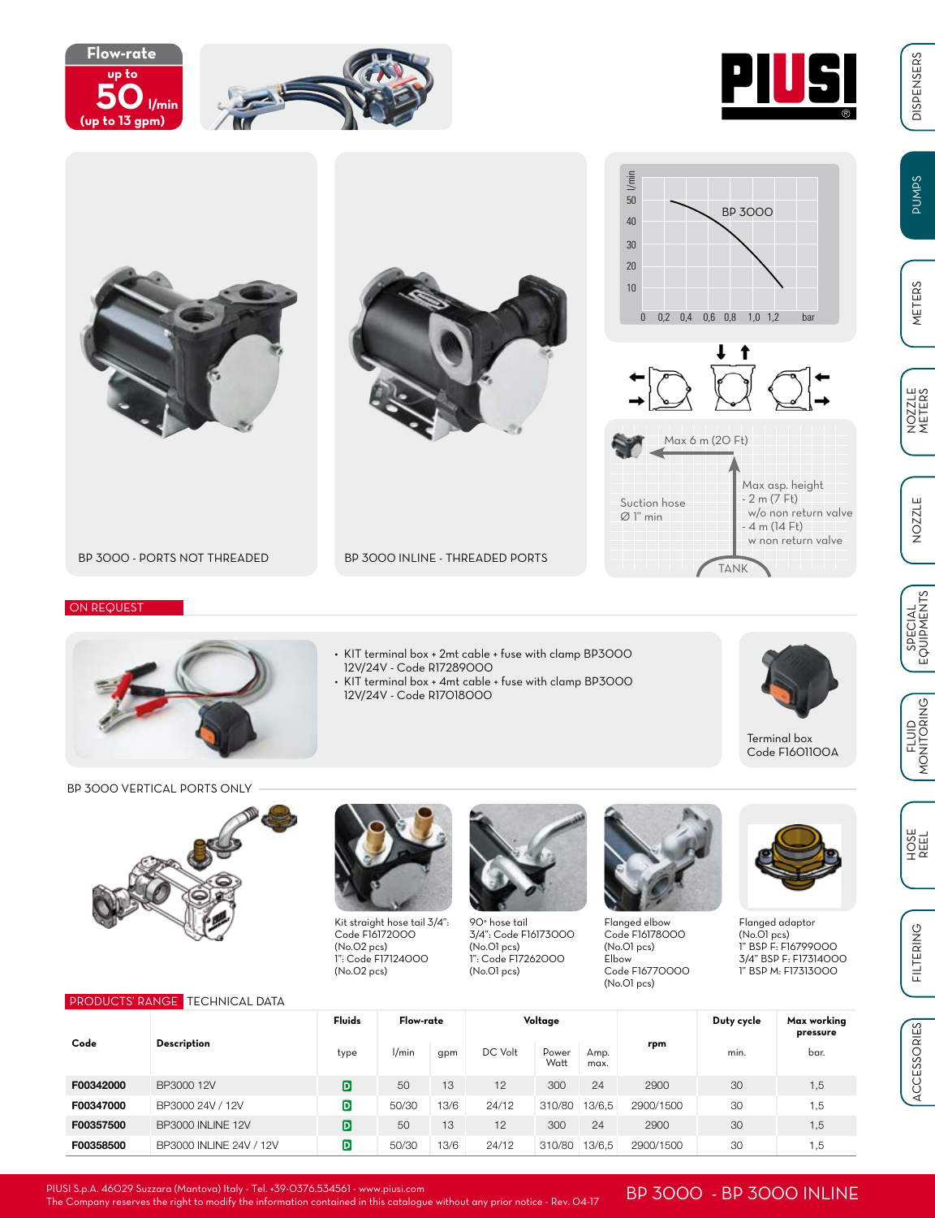Flow-rate
up to
**50** l/min
(up to 13 gpm)

BP 3000 - PORTS NOT THREADED

BP 3000 INLINE - THREADED PORTS

l/min
50
40
30
20
10
0 0,2 0,4 0,6 0,8 1,0 1,2 bar
BP 3000

Max 6 m (20 Ft)

Suction hose
Ø 1" min

Max asp. height
- 2 m (7 Ft)
w/o non return valve
- 4 m (14 Ft)
w non return valve

TANK

## ON REQUEST

- KIT terminal box + 2mt cable + fuse with clamp BP3000 12V/24V - Code R17289000
- KIT terminal box + 4mt cable + fuse with clamp BP3000 12V/24V - Code R17018000

Terminal box
Code F16011000A

## BP 3000 VERTICAL PORTS ONLY

Kit straight hose tail 3/4": Code F16172000 (No.02 pcs)
1": Code F17124000 (No.02 pcs)

90° hose tail
3/4": Code F16173000 (No.01 pcs)
1": Code F17262000 (No.01 pcs)

Flanged elbow
Code F16178000 (No.01 pcs)
Elbow
Code F16770000 (No.01 pcs)

Flanged adaptor
(No.01 pcs)
1" BSP F: F16799000
3/4" BSP F: F17314000
1" BSP M: F17313000

## PRODUCTS' RANGE TECHNICAL DATA

| Code | Description | Fluids | Flow-rate | | Voltage | | | rpm | Duty cycle | Max working pressure |
|---|---|---|---|---|---|---|---|---|---|---|
| | | type | l/min | gpm | DC Volt | Power Watt | Amp. max. | | min. | bar. |
| F00342000 | BP3000 12V | D | 50 | 13 | 12 | 300 | 24 | 2900 | 30 | 1,5 |
| F00347000 | BP3000 24V / 12V | D | 50/30 | 13/6 | 24/12 | 310/80 | 13/6,5 | 2900/1500 | 30 | 1,5 |
| F00357500 | BP3000 INLINE 12V | D | 50 | 13 | 12 | 300 | 24 | 2900 | 30 | 1,5 |
| F00358500 | BP3000 INLINE 24V / 12V | D | 50/30 | 13/6 | 24/12 | 310/80 | 13/6,5 | 2900/1500 | 30 | 1,5 |

PIUSI S.p.A. 46029 Suzzara (Mantova) Italy - Tel. +39-0376.534561 - www.piusi.com
The Company reserves the right to modify the information contained in this catalogue without any prior notice - Rev. 04-17

BP 3000 - BP 3000 INLINE